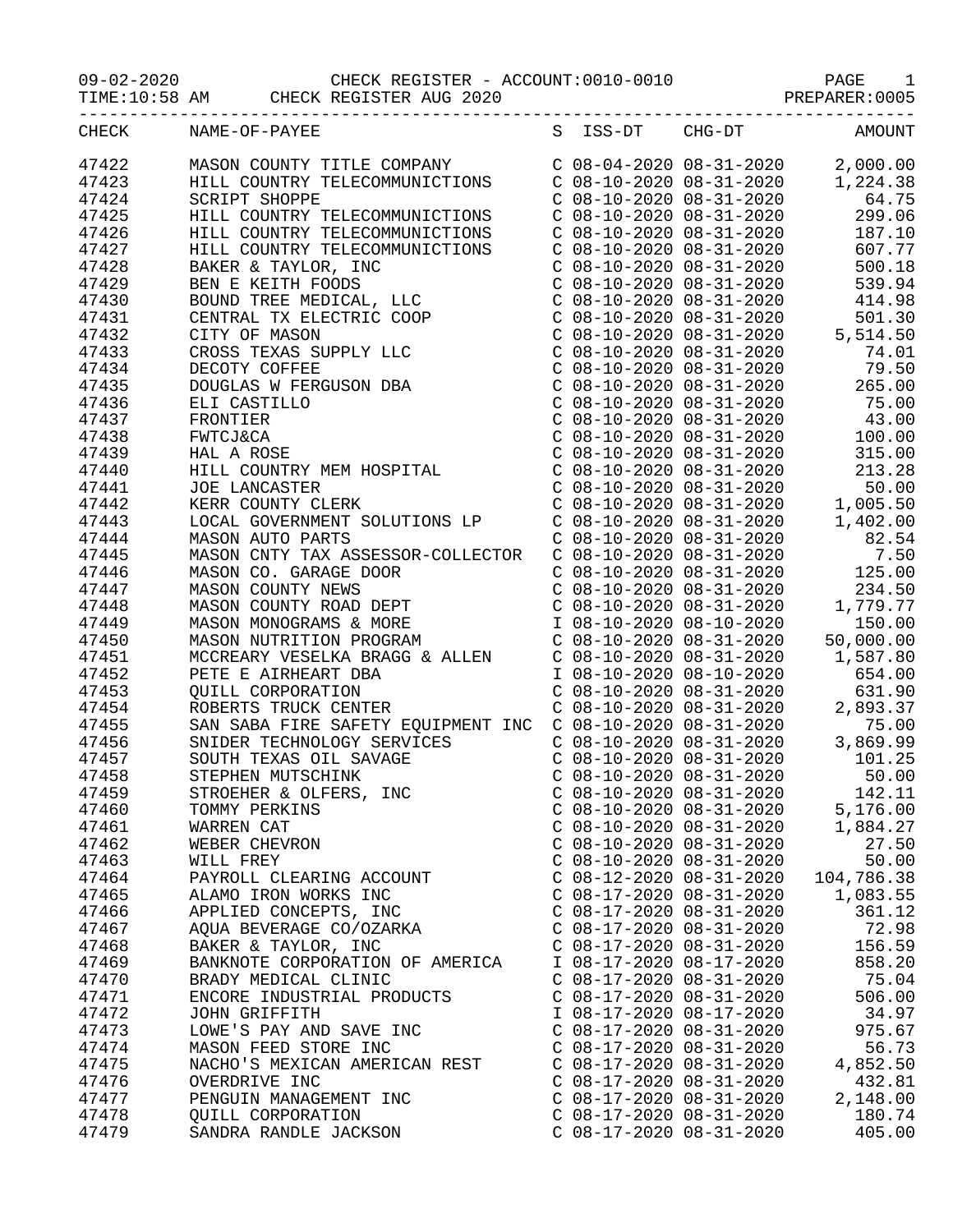09-02-2020 CHECK REGISTER - ACCOUNT:0010-0010

TIME:10:58 AM CHECK REGISTER AUG 2020 PREPARER:0005

| CHECK | NAME-OF-PAYEE | S | ISS-DT | CHG-DT | AMOUNT |
|---|---|---|---|---|---|
| 47422 | MASON COUNTY TITLE COMPANY | C | 08-04-2020 | 08-31-2020 | 2,000.00 |
| 47423 | HILL COUNTRY TELECOMMUNICTIONS | C | 08-10-2020 | 08-31-2020 | 1,224.38 |
| 47424 | SCRIPT SHOPPE | C | 08-10-2020 | 08-31-2020 | 64.75 |
| 47425 | HILL COUNTRY TELECOMMUNICTIONS | C | 08-10-2020 | 08-31-2020 | 299.06 |
| 47426 | HILL COUNTRY TELECOMMUNICTIONS | C | 08-10-2020 | 08-31-2020 | 187.10 |
| 47427 | HILL COUNTRY TELECOMMUNICTIONS | C | 08-10-2020 | 08-31-2020 | 607.77 |
| 47428 | BAKER & TAYLOR, INC | C | 08-10-2020 | 08-31-2020 | 500.18 |
| 47429 | BEN E KEITH FOODS | C | 08-10-2020 | 08-31-2020 | 539.94 |
| 47430 | BOUND TREE MEDICAL, LLC | C | 08-10-2020 | 08-31-2020 | 414.98 |
| 47431 | CENTRAL TX ELECTRIC COOP | C | 08-10-2020 | 08-31-2020 | 501.30 |
| 47432 | CITY OF MASON | C | 08-10-2020 | 08-31-2020 | 5,514.50 |
| 47433 | CROSS TEXAS SUPPLY LLC | C | 08-10-2020 | 08-31-2020 | 74.01 |
| 47434 | DECOTY COFFEE | C | 08-10-2020 | 08-31-2020 | 79.50 |
| 47435 | DOUGLAS W FERGUSON DBA | C | 08-10-2020 | 08-31-2020 | 265.00 |
| 47436 | ELI CASTILLO | C | 08-10-2020 | 08-31-2020 | 75.00 |
| 47437 | FRONTIER | C | 08-10-2020 | 08-31-2020 | 43.00 |
| 47438 | FWTCJ&CA | C | 08-10-2020 | 08-31-2020 | 100.00 |
| 47439 | HAL A ROSE | C | 08-10-2020 | 08-31-2020 | 315.00 |
| 47440 | HILL COUNTRY MEM HOSPITAL | C | 08-10-2020 | 08-31-2020 | 213.28 |
| 47441 | JOE LANCASTER | C | 08-10-2020 | 08-31-2020 | 50.00 |
| 47442 | KERR COUNTY CLERK | C | 08-10-2020 | 08-31-2020 | 1,005.50 |
| 47443 | LOCAL GOVERNMENT SOLUTIONS LP | C | 08-10-2020 | 08-31-2020 | 1,402.00 |
| 47444 | MASON AUTO PARTS | C | 08-10-2020 | 08-31-2020 | 82.54 |
| 47445 | MASON CNTY TAX ASSESSOR-COLLECTOR | C | 08-10-2020 | 08-31-2020 | 7.50 |
| 47446 | MASON CO. GARAGE DOOR | C | 08-10-2020 | 08-31-2020 | 125.00 |
| 47447 | MASON COUNTY NEWS | C | 08-10-2020 | 08-31-2020 | 234.50 |
| 47448 | MASON COUNTY ROAD DEPT | C | 08-10-2020 | 08-31-2020 | 1,779.77 |
| 47449 | MASON MONOGRAMS & MORE | I | 08-10-2020 | 08-10-2020 | 150.00 |
| 47450 | MASON NUTRITION PROGRAM | C | 08-10-2020 | 08-31-2020 | 50,000.00 |
| 47451 | MCCREARY VESELKA BRAGG & ALLEN | C | 08-10-2020 | 08-31-2020 | 1,587.80 |
| 47452 | PETE E AIRHEART DBA | I | 08-10-2020 | 08-10-2020 | 654.00 |
| 47453 | QUILL CORPORATION | C | 08-10-2020 | 08-31-2020 | 631.90 |
| 47454 | ROBERTS TRUCK CENTER | C | 08-10-2020 | 08-31-2020 | 2,893.37 |
| 47455 | SAN SABA FIRE SAFETY EQUIPMENT INC | C | 08-10-2020 | 08-31-2020 | 75.00 |
| 47456 | SNIDER TECHNOLOGY SERVICES | C | 08-10-2020 | 08-31-2020 | 3,869.99 |
| 47457 | SOUTH TEXAS OIL SAVAGE | C | 08-10-2020 | 08-31-2020 | 101.25 |
| 47458 | STEPHEN MUTSCHINK | C | 08-10-2020 | 08-31-2020 | 50.00 |
| 47459 | STROEHER & OLFERS, INC | C | 08-10-2020 | 08-31-2020 | 142.11 |
| 47460 | TOMMY PERKINS | C | 08-10-2020 | 08-31-2020 | 5,176.00 |
| 47461 | WARREN CAT | C | 08-10-2020 | 08-31-2020 | 1,884.27 |
| 47462 | WEBER CHEVRON | C | 08-10-2020 | 08-31-2020 | 27.50 |
| 47463 | WILL FREY | C | 08-10-2020 | 08-31-2020 | 50.00 |
| 47464 | PAYROLL CLEARING ACCOUNT | C | 08-12-2020 | 08-31-2020 | 104,786.38 |
| 47465 | ALAMO IRON WORKS INC | C | 08-17-2020 | 08-31-2020 | 1,083.55 |
| 47466 | APPLIED CONCEPTS, INC | C | 08-17-2020 | 08-31-2020 | 361.12 |
| 47467 | AQUA BEVERAGE CO/OZARKA | C | 08-17-2020 | 08-31-2020 | 72.98 |
| 47468 | BAKER & TAYLOR, INC | C | 08-17-2020 | 08-31-2020 | 156.59 |
| 47469 | BANKNOTE CORPORATION OF AMERICA | I | 08-17-2020 | 08-17-2020 | 858.20 |
| 47470 | BRADY MEDICAL CLINIC | C | 08-17-2020 | 08-31-2020 | 75.04 |
| 47471 | ENCORE INDUSTRIAL PRODUCTS | C | 08-17-2020 | 08-31-2020 | 506.00 |
| 47472 | JOHN GRIFFITH | I | 08-17-2020 | 08-17-2020 | 34.97 |
| 47473 | LOWE'S PAY AND SAVE INC | C | 08-17-2020 | 08-31-2020 | 975.67 |
| 47474 | MASON FEED STORE INC | C | 08-17-2020 | 08-31-2020 | 56.73 |
| 47475 | NACHO'S MEXICAN AMERICAN REST | C | 08-17-2020 | 08-31-2020 | 4,852.50 |
| 47476 | OVERDRIVE INC | C | 08-17-2020 | 08-31-2020 | 432.81 |
| 47477 | PENGUIN MANAGEMENT INC | C | 08-17-2020 | 08-31-2020 | 2,148.00 |
| 47478 | QUILL CORPORATION | C | 08-17-2020 | 08-31-2020 | 180.74 |
| 47479 | SANDRA RANDLE JACKSON | C | 08-17-2020 | 08-31-2020 | 405.00 |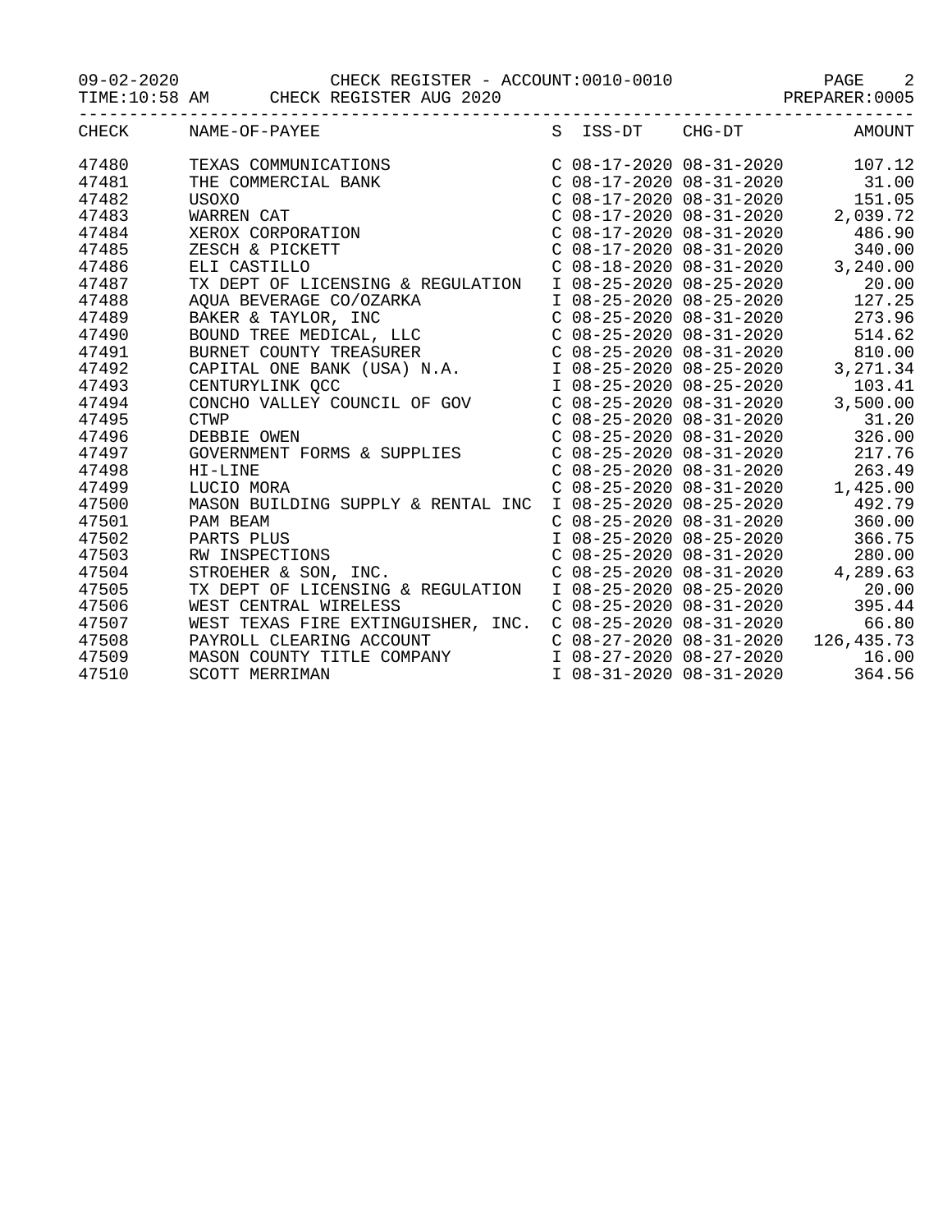09-02-2020 CHECK REGISTER - ACCOUNT:0010-0010

TIME:10:58 AM CHECK REGISTER AUG 2020 PREPARER:0005

| CHECK | NAME-OF-PAYEE | S | ISS-DT | CHG-DT | AMOUNT |
|---|---|---|---|---|---|
| 47480 | TEXAS COMMUNICATIONS | C | 08-17-2020 | 08-31-2020 | 107.12 |
| 47481 | THE COMMERCIAL BANK | C | 08-17-2020 | 08-31-2020 | 31.00 |
| 47482 | USOXO | C | 08-17-2020 | 08-31-2020 | 151.05 |
| 47483 | WARREN CAT | C | 08-17-2020 | 08-31-2020 | 2,039.72 |
| 47484 | XEROX CORPORATION | C | 08-17-2020 | 08-31-2020 | 486.90 |
| 47485 | ZESCH & PICKETT | C | 08-17-2020 | 08-31-2020 | 340.00 |
| 47486 | ELI CASTILLO | C | 08-18-2020 | 08-31-2020 | 3,240.00 |
| 47487 | TX DEPT OF LICENSING & REGULATION | I | 08-25-2020 | 08-25-2020 | 20.00 |
| 47488 | AQUA BEVERAGE CO/OZARKA | I | 08-25-2020 | 08-25-2020 | 127.25 |
| 47489 | BAKER & TAYLOR, INC | C | 08-25-2020 | 08-31-2020 | 273.96 |
| 47490 | BOUND TREE MEDICAL, LLC | C | 08-25-2020 | 08-31-2020 | 514.62 |
| 47491 | BURNET COUNTY TREASURER | C | 08-25-2020 | 08-31-2020 | 810.00 |
| 47492 | CAPITAL ONE BANK (USA) N.A. | I | 08-25-2020 | 08-25-2020 | 3,271.34 |
| 47493 | CENTURYLINK QCC | I | 08-25-2020 | 08-25-2020 | 103.41 |
| 47494 | CONCHO VALLEY COUNCIL OF GOV | C | 08-25-2020 | 08-31-2020 | 3,500.00 |
| 47495 | CTWP | C | 08-25-2020 | 08-31-2020 | 31.20 |
| 47496 | DEBBIE OWEN | C | 08-25-2020 | 08-31-2020 | 326.00 |
| 47497 | GOVERNMENT FORMS & SUPPLIES | C | 08-25-2020 | 08-31-2020 | 217.76 |
| 47498 | HI-LINE | C | 08-25-2020 | 08-31-2020 | 263.49 |
| 47499 | LUCIO MORA | C | 08-25-2020 | 08-31-2020 | 1,425.00 |
| 47500 | MASON BUILDING SUPPLY & RENTAL INC | I | 08-25-2020 | 08-25-2020 | 492.79 |
| 47501 | PAM BEAM | C | 08-25-2020 | 08-31-2020 | 360.00 |
| 47502 | PARTS PLUS | I | 08-25-2020 | 08-25-2020 | 366.75 |
| 47503 | RW INSPECTIONS | C | 08-25-2020 | 08-31-2020 | 280.00 |
| 47504 | STROEHER & SON, INC. | C | 08-25-2020 | 08-31-2020 | 4,289.63 |
| 47505 | TX DEPT OF LICENSING & REGULATION | I | 08-25-2020 | 08-25-2020 | 20.00 |
| 47506 | WEST CENTRAL WIRELESS | C | 08-25-2020 | 08-31-2020 | 395.44 |
| 47507 | WEST TEXAS FIRE EXTINGUISHER, INC. | C | 08-25-2020 | 08-31-2020 | 66.80 |
| 47508 | PAYROLL CLEARING ACCOUNT | C | 08-27-2020 | 08-31-2020 | 126,435.73 |
| 47509 | MASON COUNTY TITLE COMPANY | I | 08-27-2020 | 08-27-2020 | 16.00 |
| 47510 | SCOTT MERRIMAN | I | 08-31-2020 | 08-31-2020 | 364.56 |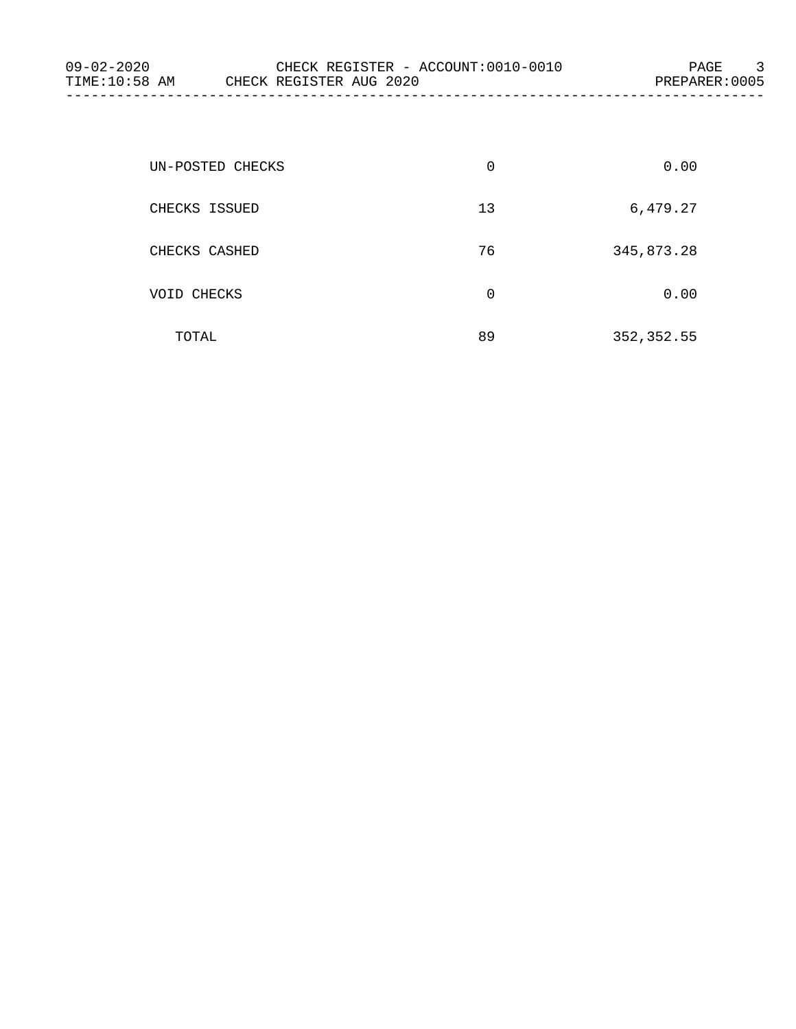| | | |
|---|---|---|
| UN-POSTED CHECKS | 0 | 0.00 |
| CHECKS ISSUED | 13 | 6,479.27 |
| CHECKS CASHED | 76 | 345,873.28 |
| VOID CHECKS | 0 | 0.00 |
| TOTAL | 89 | 352,352.55 |